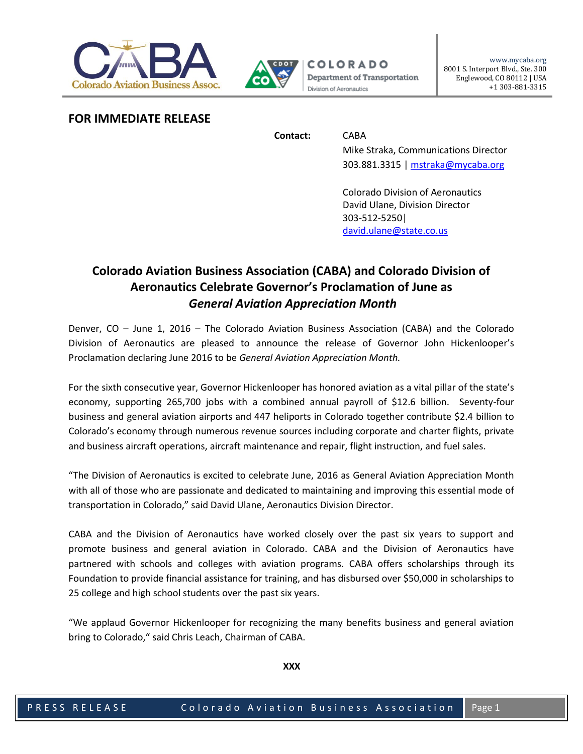www.mycaba.org
8001 S. Interport Blvd., Ste. 300
Englewood, CO 80112 | USA
+1 303-881-3315

**FOR IMMEDIATE RELEASE**

**Contact:**

CABA
Mike Straka, Communications Director
303.881.3315 | mstraka@mycaba.org

Colorado Division of Aeronautics
David Ulane, Division Director
303-512-5250|
david.ulane@state.co.us

## Colorado Aviation Business Association (CABA) and Colorado Division of Aeronautics Celebrate Governor's Proclamation of June as *General Aviation Appreciation Month*

Denver, CO – June 1, 2016 – The Colorado Aviation Business Association (CABA) and the Colorado Division of Aeronautics are pleased to announce the release of Governor John Hickenlooper's Proclamation declaring June 2016 to be *General Aviation Appreciation Month.*

For the sixth consecutive year, Governor Hickenlooper has honored aviation as a vital pillar of the state's economy, supporting 265,700 jobs with a combined annual payroll of $12.6 billion. Seventy-four business and general aviation airports and 447 heliports in Colorado together contribute $2.4 billion to Colorado's economy through numerous revenue sources including corporate and charter flights, private and business aircraft operations, aircraft maintenance and repair, flight instruction, and fuel sales.

"The Division of Aeronautics is excited to celebrate June, 2016 as General Aviation Appreciation Month with all of those who are passionate and dedicated to maintaining and improving this essential mode of transportation in Colorado," said David Ulane, Aeronautics Division Director.

CABA and the Division of Aeronautics have worked closely over the past six years to support and promote business and general aviation in Colorado. CABA and the Division of Aeronautics have partnered with schools and colleges with aviation programs. CABA offers scholarships through its Foundation to provide financial assistance for training, and has disbursed over $50,000 in scholarships to 25 college and high school students over the past six years.

"We applaud Governor Hickenlooper for recognizing the many benefits business and general aviation bring to Colorado," said Chris Leach, Chairman of CABA.

**XXX**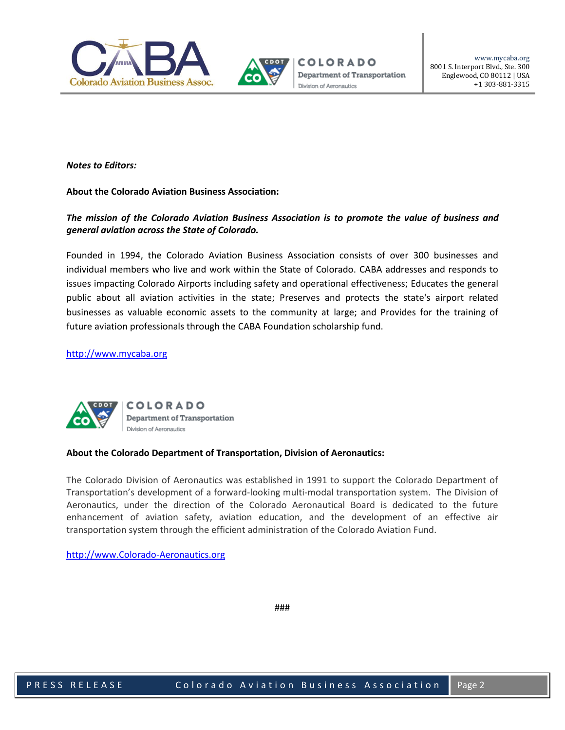***Notes to Editors:***

**About the Colorado Aviation Business Association:**

***The mission of the Colorado Aviation Business Association is to promote the value of business and general aviation across the State of Colorado.***

Founded in 1994, the Colorado Aviation Business Association consists of over 300 businesses and individual members who live and work within the State of Colorado. CABA addresses and responds to issues impacting Colorado Airports including safety and operational effectiveness; Educates the general public about all aviation activities in the state; Preserves and protects the state's airport related businesses as valuable economic assets to the community at large; and Provides for the training of future aviation professionals through the CABA Foundation scholarship fund.

http://www.mycaba.org

**About the Colorado Department of Transportation, Division of Aeronautics:**

The Colorado Division of Aeronautics was established in 1991 to support the Colorado Department of Transportation's development of a forward-looking multi-modal transportation system. The Division of Aeronautics, under the direction of the Colorado Aeronautical Board is dedicated to the future enhancement of aviation safety, aviation education, and the development of an effective air transportation system through the efficient administration of the Colorado Aviation Fund.

http://www.Colorado-Aeronautics.org

###